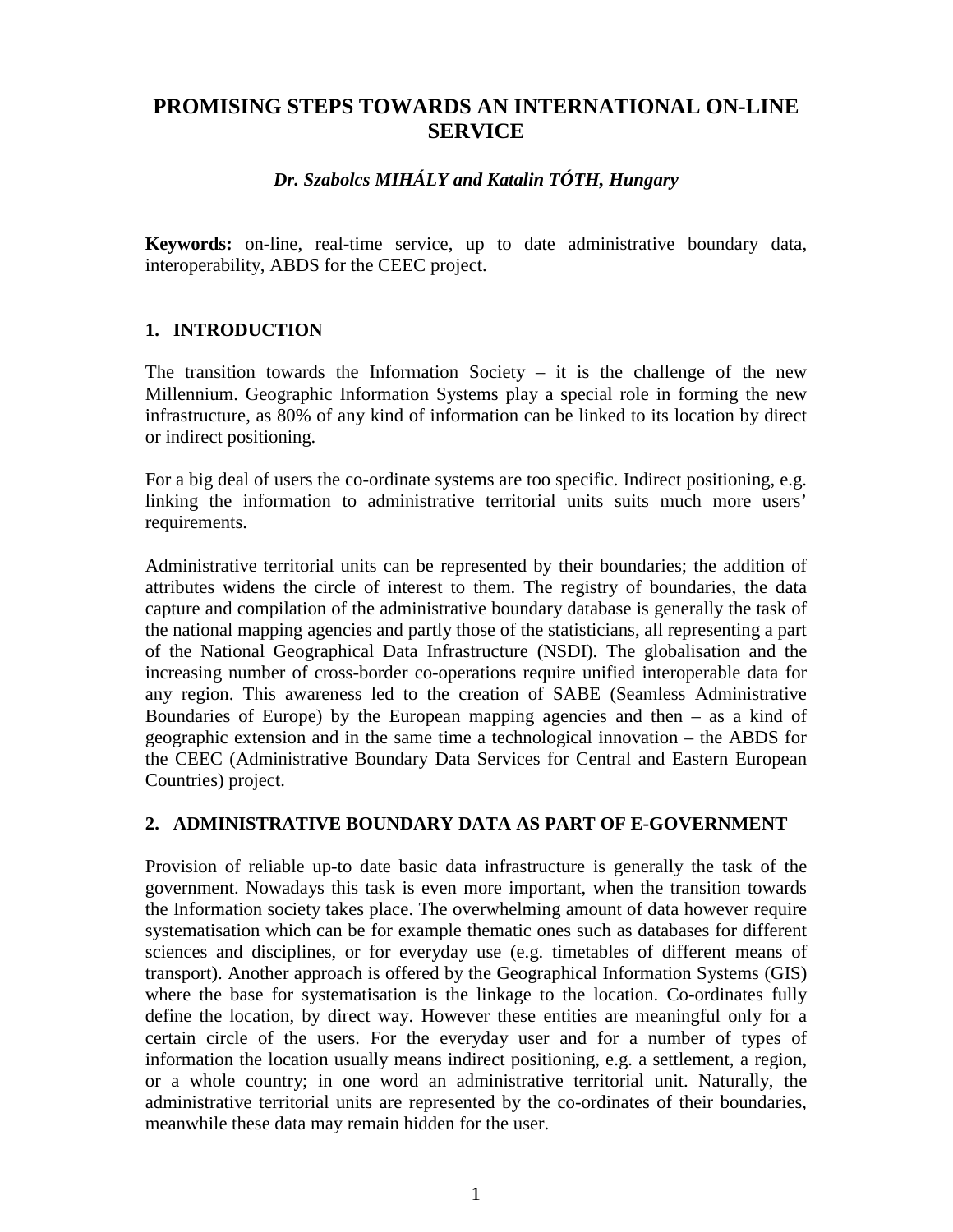# PROMISING STEPS TOWARDS AN INTERNATIONAL ON-LINE SERVICE

***Dr. Szabolcs MIHÁLY and Katalin TÓTH, Hungary***

**Keywords:** on-line, real-time service, up to date administrative boundary data, interoperability, ABDS for the CEEC project.

## 1. INTRODUCTION

The transition towards the Information Society – it is the challenge of the new Millennium. Geographic Information Systems play a special role in forming the new infrastructure, as 80% of any kind of information can be linked to its location by direct or indirect positioning.

For a big deal of users the co-ordinate systems are too specific. Indirect positioning, e.g. linking the information to administrative territorial units suits much more users' requirements.

Administrative territorial units can be represented by their boundaries; the addition of attributes widens the circle of interest to them. The registry of boundaries, the data capture and compilation of the administrative boundary database is generally the task of the national mapping agencies and partly those of the statisticians, all representing a part of the National Geographical Data Infrastructure (NSDI). The globalisation and the increasing number of cross-border co-operations require unified interoperable data for any region. This awareness led to the creation of SABE (Seamless Administrative Boundaries of Europe) by the European mapping agencies and then – as a kind of geographic extension and in the same time a technological innovation – the ABDS for the CEEC (Administrative Boundary Data Services for Central and Eastern European Countries) project.

## 2. ADMINISTRATIVE BOUNDARY DATA AS PART OF E-GOVERNMENT

Provision of reliable up-to date basic data infrastructure is generally the task of the government. Nowadays this task is even more important, when the transition towards the Information society takes place. The overwhelming amount of data however require systematisation which can be for example thematic ones such as databases for different sciences and disciplines, or for everyday use (e.g. timetables of different means of transport). Another approach is offered by the Geographical Information Systems (GIS) where the base for systematisation is the linkage to the location. Co-ordinates fully define the location, by direct way. However these entities are meaningful only for a certain circle of the users. For the everyday user and for a number of types of information the location usually means indirect positioning, e.g. a settlement, a region, or a whole country; in one word an administrative territorial unit. Naturally, the administrative territorial units are represented by the co-ordinates of their boundaries, meanwhile these data may remain hidden for the user.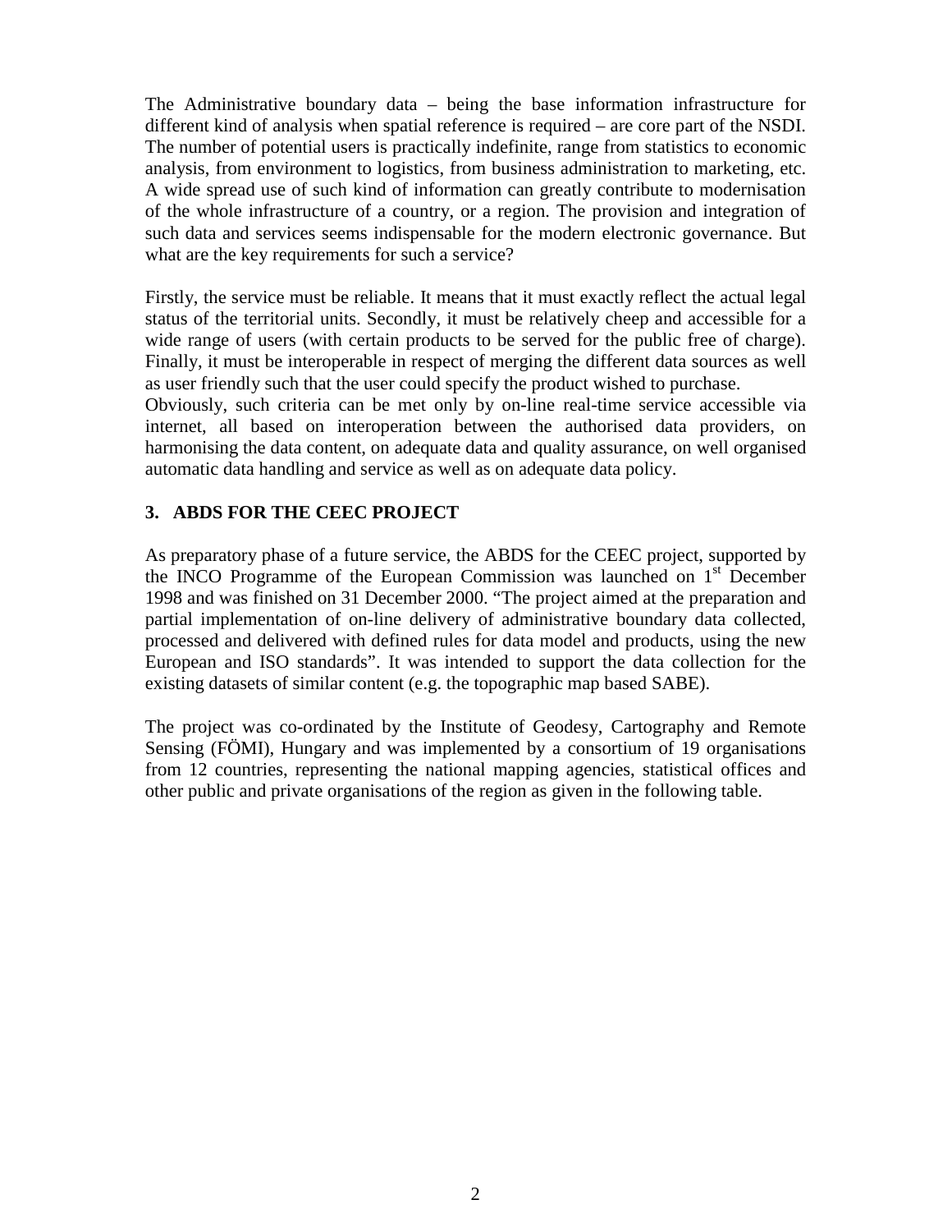The Administrative boundary data – being the base information infrastructure for different kind of analysis when spatial reference is required – are core part of the NSDI. The number of potential users is practically indefinite, range from statistics to economic analysis, from environment to logistics, from business administration to marketing, etc. A wide spread use of such kind of information can greatly contribute to modernisation of the whole infrastructure of a country, or a region. The provision and integration of such data and services seems indispensable for the modern electronic governance. But what are the key requirements for such a service?

Firstly, the service must be reliable. It means that it must exactly reflect the actual legal status of the territorial units. Secondly, it must be relatively cheep and accessible for a wide range of users (with certain products to be served for the public free of charge). Finally, it must be interoperable in respect of merging the different data sources as well as user friendly such that the user could specify the product wished to purchase.
Obviously, such criteria can be met only by on-line real-time service accessible via internet, all based on interoperation between the authorised data providers, on harmonising the data content, on adequate data and quality assurance, on well organised automatic data handling and service as well as on adequate data policy.

## 3. ABDS FOR THE CEEC PROJECT

As preparatory phase of a future service, the ABDS for the CEEC project, supported by the INCO Programme of the European Commission was launched on 1st December 1998 and was finished on 31 December 2000. "The project aimed at the preparation and partial implementation of on-line delivery of administrative boundary data collected, processed and delivered with defined rules for data model and products, using the new European and ISO standards". It was intended to support the data collection for the existing datasets of similar content (e.g. the topographic map based SABE).

The project was co-ordinated by the Institute of Geodesy, Cartography and Remote Sensing (FÖMI), Hungary and was implemented by a consortium of 19 organisations from 12 countries, representing the national mapping agencies, statistical offices and other public and private organisations of the region as given in the following table.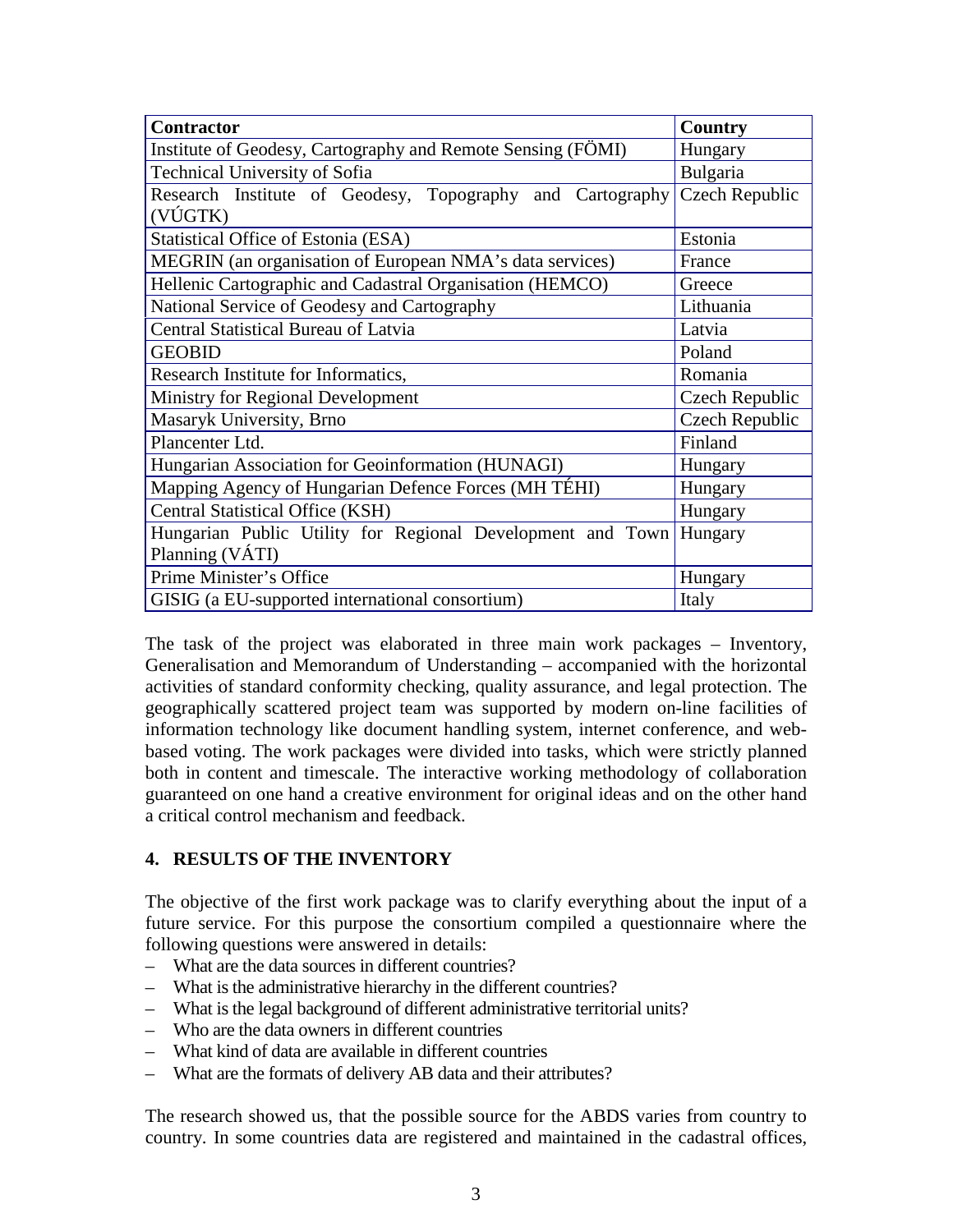| Contractor | Country |
| --- | --- |
| Institute of Geodesy, Cartography and Remote Sensing (FÖMI) | Hungary |
| Technical University of Sofia | Bulgaria |
| Research Institute of Geodesy, Topography and Cartography (VÚGTK) | Czech Republic |
| Statistical Office of Estonia (ESA) | Estonia |
| MEGRIN (an organisation of European NMA's data services) | France |
| Hellenic Cartographic and Cadastral Organisation (HEMCO) | Greece |
| National Service of Geodesy and Cartography | Lithuania |
| Central Statistical Bureau of Latvia | Latvia |
| GEOBID | Poland |
| Research Institute for Informatics, | Romania |
| Ministry for Regional Development | Czech Republic |
| Masaryk University, Brno | Czech Republic |
| Plancenter Ltd. | Finland |
| Hungarian Association for Geoinformation (HUNAGI) | Hungary |
| Mapping Agency of Hungarian Defence Forces (MH TÉHI) | Hungary |
| Central Statistical Office (KSH) | Hungary |
| Hungarian Public Utility for Regional Development and Town Planning (VÁTI) | Hungary |
| Prime Minister's Office | Hungary |
| GISIG (a EU-supported international consortium) | Italy |

The task of the project was elaborated in three main work packages – Inventory, Generalisation and Memorandum of Understanding – accompanied with the horizontal activities of standard conformity checking, quality assurance, and legal protection. The geographically scattered project team was supported by modern on-line facilities of information technology like document handling system, internet conference, and web-based voting. The work packages were divided into tasks, which were strictly planned both in content and timescale. The interactive working methodology of collaboration guaranteed on one hand a creative environment for original ideas and on the other hand a critical control mechanism and feedback.

## 4. RESULTS OF THE INVENTORY

The objective of the first work package was to clarify everything about the input of a future service. For this purpose the consortium compiled a questionnaire where the following questions were answered in details:

- What are the data sources in different countries?
- What is the administrative hierarchy in the different countries?
- What is the legal background of different administrative territorial units?
- Who are the data owners in different countries
- What kind of data are available in different countries
- What are the formats of delivery AB data and their attributes?

The research showed us, that the possible source for the ABDS varies from country to country. In some countries data are registered and maintained in the cadastral offices,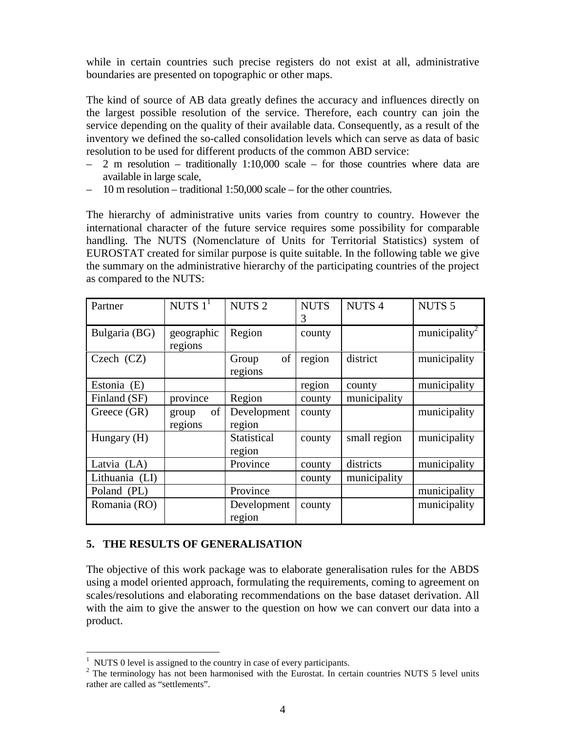while in certain countries such precise registers do not exist at all, administrative boundaries are presented on topographic or other maps.

The kind of source of AB data greatly defines the accuracy and influences directly on the largest possible resolution of the service. Therefore, each country can join the service depending on the quality of their available data. Consequently, as a result of the inventory we defined the so-called consolidation levels which can serve as data of basic resolution to be used for different products of the common ABD service:

- 2 m resolution – traditionally 1:10,000 scale – for those countries where data are available in large scale,
- 10 m resolution – traditional 1:50,000 scale – for the other countries.

The hierarchy of administrative units varies from country to country. However the international character of the future service requires some possibility for comparable handling. The NUTS (Nomenclature of Units for Territorial Statistics) system of EUROSTAT created for similar purpose is quite suitable. In the following table we give the summary on the administrative hierarchy of the participating countries of the project as compared to the NUTS:

| Partner | NUTS 1[1] | NUTS 2 | NUTS 3 | NUTS 4 | NUTS 5 |
|---|---|---|---|---|---|
| Bulgaria (BG) | geographic regions | Region | county | | municipality[2] |
| Czech (CZ) | | Group of regions | region | district | municipality |
| Estonia (E) | | | region | county | municipality |
| Finland (SF) | province | Region | county | municipality | |
| Greece (GR) | group of regions | Development region | county | | municipality |
| Hungary (H) | | Statistical region | county | small region | municipality |
| Latvia (LA) | | Province | county | districts | municipality |
| Lithuania (LI) | | | county | municipality | |
| Poland (PL) | | Province | | | municipality |
| Romania (RO) | | Development region | county | | municipality |

## 5. THE RESULTS OF GENERALISATION

The objective of this work package was to elaborate generalisation rules for the ABDS using a model oriented approach, formulating the requirements, coming to agreement on scales/resolutions and elaborating recommendations on the base dataset derivation. All with the aim to give the answer to the question on how we can convert our data into a product.

[1] NUTS 0 level is assigned to the country in case of every participants.

[2] The terminology has not been harmonised with the Eurostat. In certain countries NUTS 5 level units rather are called as "settlements".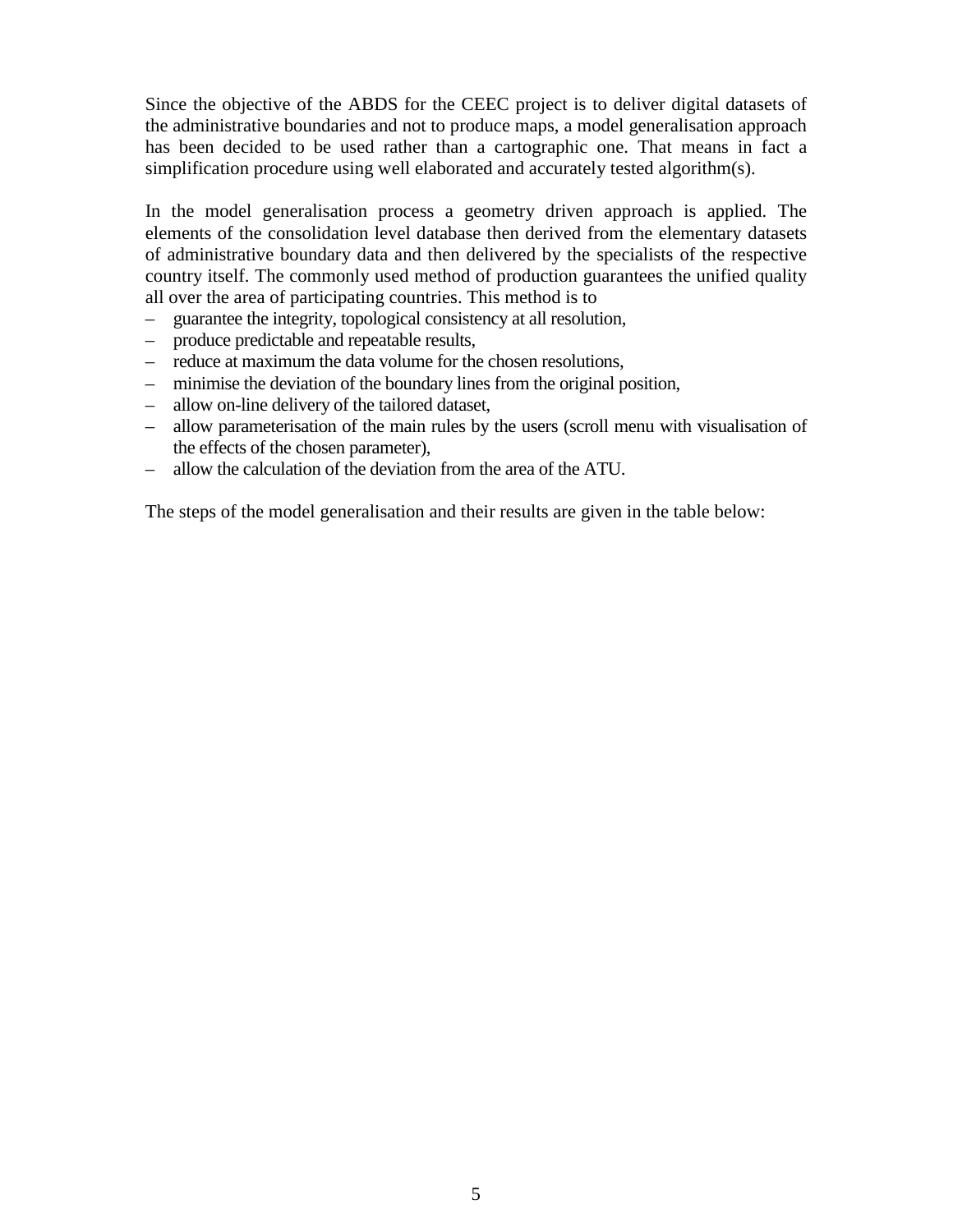Since the objective of the ABDS for the CEEC project is to deliver digital datasets of the administrative boundaries and not to produce maps, a model generalisation approach has been decided to be used rather than a cartographic one. That means in fact a simplification procedure using well elaborated and accurately tested algorithm(s).

In the model generalisation process a geometry driven approach is applied. The elements of the consolidation level database then derived from the elementary datasets of administrative boundary data and then delivered by the specialists of the respective country itself. The commonly used method of production guarantees the unified quality all over the area of participating countries. This method is to

- guarantee the integrity, topological consistency at all resolution,
- produce predictable and repeatable results,
- reduce at maximum the data volume for the chosen resolutions,
- minimise the deviation of the boundary lines from the original position,
- allow on-line delivery of the tailored dataset,
- allow parameterisation of the main rules by the users (scroll menu with visualisation of the effects of the chosen parameter),
- allow the calculation of the deviation from the area of the ATU.

The steps of the model generalisation and their results are given in the table below: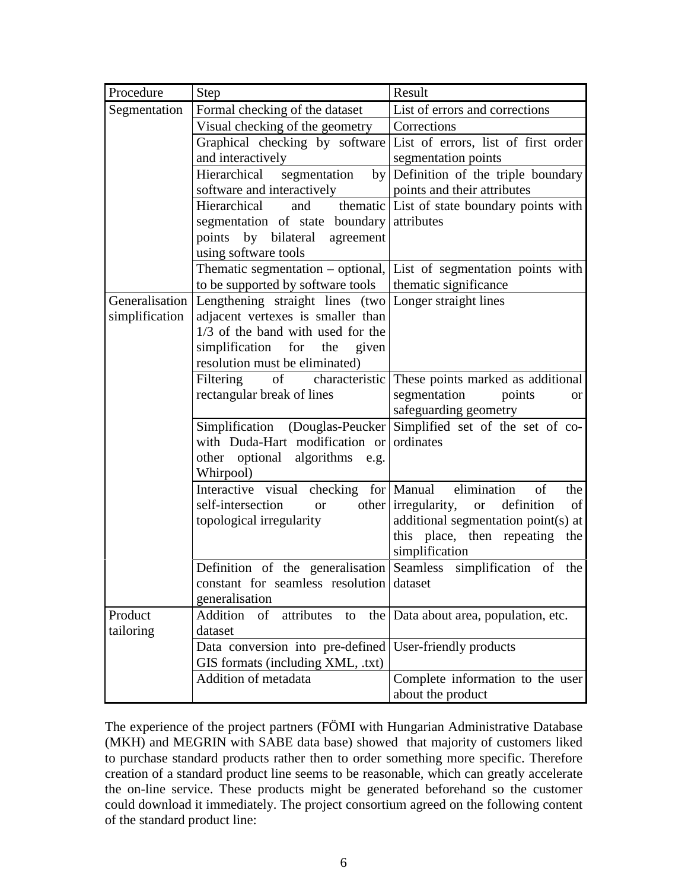| Procedure | Step | Result |
|---|---|---|
| Segmentation | Formal checking of the dataset | List of errors and corrections |
| | Visual checking of the geometry | Corrections |
| | Graphical checking by software and interactively | List of errors, list of first order segmentation points |
| | Hierarchical segmentation by software and interactively | Definition of the triple boundary points and their attributes |
| | Hierarchical and thematic segmentation of state boundary points by bilateral agreement using software tools | List of state boundary points with attributes |
| | Thematic segmentation – optional, to be supported by software tools | List of segmentation points with thematic significance |
| Generalisation simplification | Lengthening straight lines (two adjacent vertexes is smaller than 1/3 of the band with used for the simplification for the given resolution must be eliminated) | Longer straight lines |
| | Filtering of characteristic rectangular break of lines | These points marked as additional segmentation points or safeguarding geometry |
| | Simplification (Douglas-Peucker with Duda-Hart modification or other optional algorithms e.g. Whirpool) | Simplified set of the set of co-ordinates |
| | Interactive visual checking for self-intersection or other topological irregularity | Manual elimination of the irregularity, or definition of additional segmentation point(s) at this place, then repeating the simplification |
| | Definition of the generalisation constant for seamless resolution generalisation | Seamless simplification of the dataset |
| Product tailoring | Addition of attributes to the dataset | Data about area, population, etc. |
| | Data conversion into pre-defined GIS formats (including XML, .txt) | User-friendly products |
| | Addition of metadata | Complete information to the user about the product |

The experience of the project partners (FÖMI with Hungarian Administrative Database (MKH) and MEGRIN with SABE data base) showed that majority of customers liked to purchase standard products rather then to order something more specific. Therefore creation of a standard product line seems to be reasonable, which can greatly accelerate the on-line service. These products might be generated beforehand so the customer could download it immediately. The project consortium agreed on the following content of the standard product line: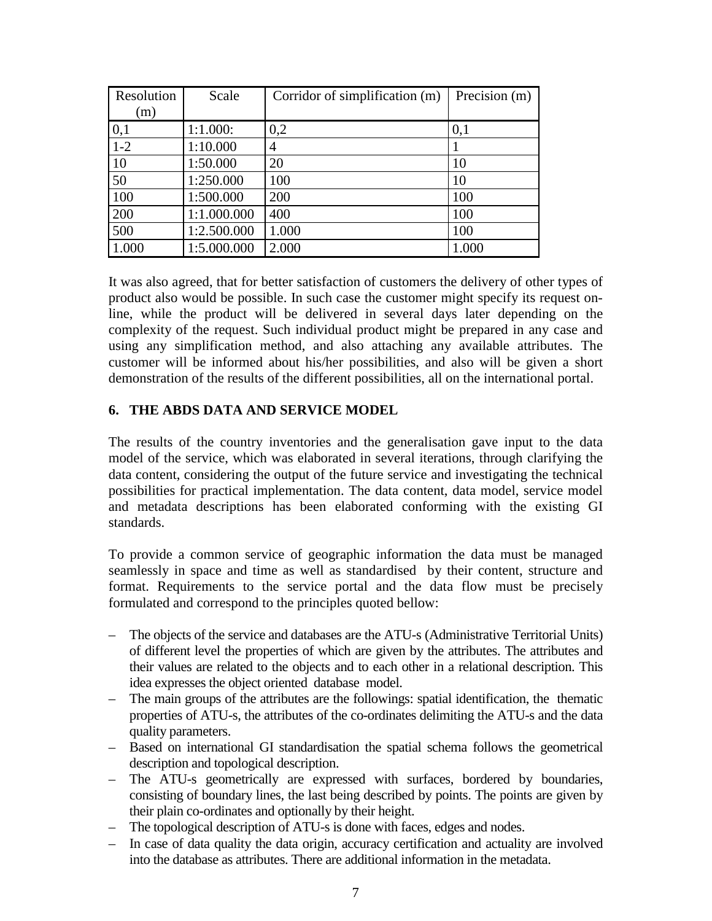| Resolution (m) | Scale | Corridor of simplification (m) | Precision (m) |
|---|---|---|---|
| 0,1 | 1:1.000: | 0,2 | 0,1 |
| 1-2 | 1:10.000 | 4 | 1 |
| 10 | 1:50.000 | 20 | 10 |
| 50 | 1:250.000 | 100 | 10 |
| 100 | 1:500.000 | 200 | 100 |
| 200 | 1:1.000.000 | 400 | 100 |
| 500 | 1:2.500.000 | 1.000 | 100 |
| 1.000 | 1:5.000.000 | 2.000 | 1.000 |

It was also agreed, that for better satisfaction of customers the delivery of other types of product also would be possible. In such case the customer might specify its request on-line, while the product will be delivered in several days later depending on the complexity of the request. Such individual product might be prepared in any case and using any simplification method, and also attaching any available attributes. The customer will be informed about his/her possibilities, and also will be given a short demonstration of the results of the different possibilities, all on the international portal.

## 6. THE ABDS DATA AND SERVICE MODEL

The results of the country inventories and the generalisation gave input to the data model of the service, which was elaborated in several iterations, through clarifying the data content, considering the output of the future service and investigating the technical possibilities for practical implementation. The data content, data model, service model and metadata descriptions has been elaborated conforming with the existing GI standards.

To provide a common service of geographic information the data must be managed seamlessly in space and time as well as standardised by their content, structure and format. Requirements to the service portal and the data flow must be precisely formulated and correspond to the principles quoted bellow:

- The objects of the service and databases are the ATU-s (Administrative Territorial Units) of different level the properties of which are given by the attributes. The attributes and their values are related to the objects and to each other in a relational description. This idea expresses the object oriented database model.
- The main groups of the attributes are the followings: spatial identification, the thematic properties of ATU-s, the attributes of the co-ordinates delimiting the ATU-s and the data quality parameters.
- Based on international GI standardisation the spatial schema follows the geometrical description and topological description.
- The ATU-s geometrically are expressed with surfaces, bordered by boundaries, consisting of boundary lines, the last being described by points. The points are given by their plain co-ordinates and optionally by their height.
- The topological description of ATU-s is done with faces, edges and nodes.
- In case of data quality the data origin, accuracy certification and actuality are involved into the database as attributes. There are additional information in the metadata.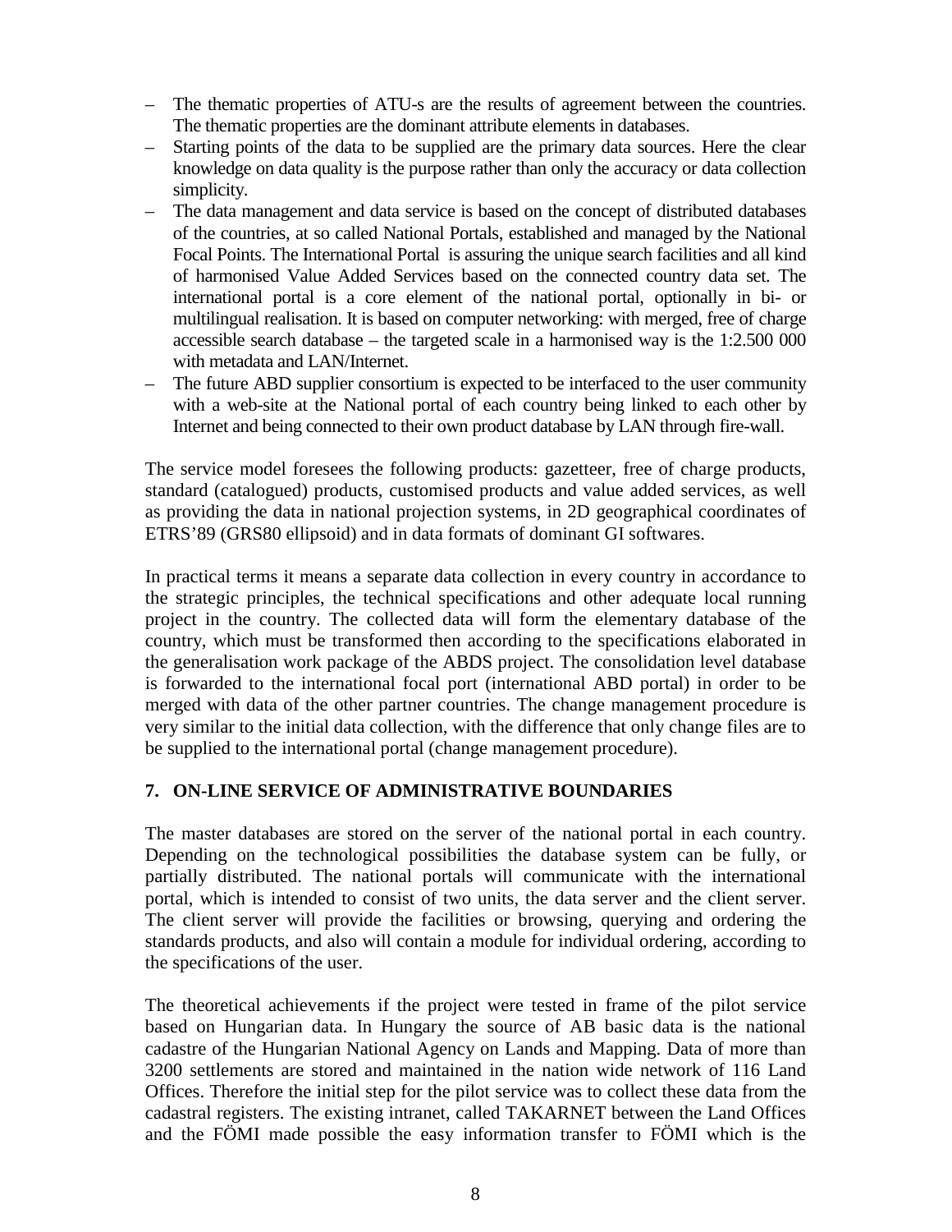– The thematic properties of ATU-s are the results of agreement between the countries. The thematic properties are the dominant attribute elements in databases.
– Starting points of the data to be supplied are the primary data sources. Here the clear knowledge on data quality is the purpose rather than only the accuracy or data collection simplicity.
– The data management and data service is based on the concept of distributed databases of the countries, at so called National Portals, established and managed by the National Focal Points. The International Portal is assuring the unique search facilities and all kind of harmonised Value Added Services based on the connected country data set. The international portal is a core element of the national portal, optionally in bi- or multilingual realisation. It is based on computer networking: with merged, free of charge accessible search database – the targeted scale in a harmonised way is the 1:2.500 000 with metadata and LAN/Internet.
– The future ABD supplier consortium is expected to be interfaced to the user community with a web-site at the National portal of each country being linked to each other by Internet and being connected to their own product database by LAN through fire-wall.

The service model foresees the following products: gazetteer, free of charge products, standard (catalogued) products, customised products and value added services, as well as providing the data in national projection systems, in 2D geographical coordinates of ETRS'89 (GRS80 ellipsoid) and in data formats of dominant GI softwares.

In practical terms it means a separate data collection in every country in accordance to the strategic principles, the technical specifications and other adequate local running project in the country. The collected data will form the elementary database of the country, which must be transformed then according to the specifications elaborated in the generalisation work package of the ABDS project. The consolidation level database is forwarded to the international focal port (international ABD portal) in order to be merged with data of the other partner countries. The change management procedure is very similar to the initial data collection, with the difference that only change files are to be supplied to the international portal (change management procedure).

## 7. ON-LINE SERVICE OF ADMINISTRATIVE BOUNDARIES

The master databases are stored on the server of the national portal in each country. Depending on the technological possibilities the database system can be fully, or partially distributed. The national portals will communicate with the international portal, which is intended to consist of two units, the data server and the client server. The client server will provide the facilities or browsing, querying and ordering the standards products, and also will contain a module for individual ordering, according to the specifications of the user.

The theoretical achievements if the project were tested in frame of the pilot service based on Hungarian data. In Hungary the source of AB basic data is the national cadastre of the Hungarian National Agency on Lands and Mapping. Data of more than 3200 settlements are stored and maintained in the nation wide network of 116 Land Offices. Therefore the initial step for the pilot service was to collect these data from the cadastral registers. The existing intranet, called TAKARNET between the Land Offices and the FÖMI made possible the easy information transfer to FÖMI which is the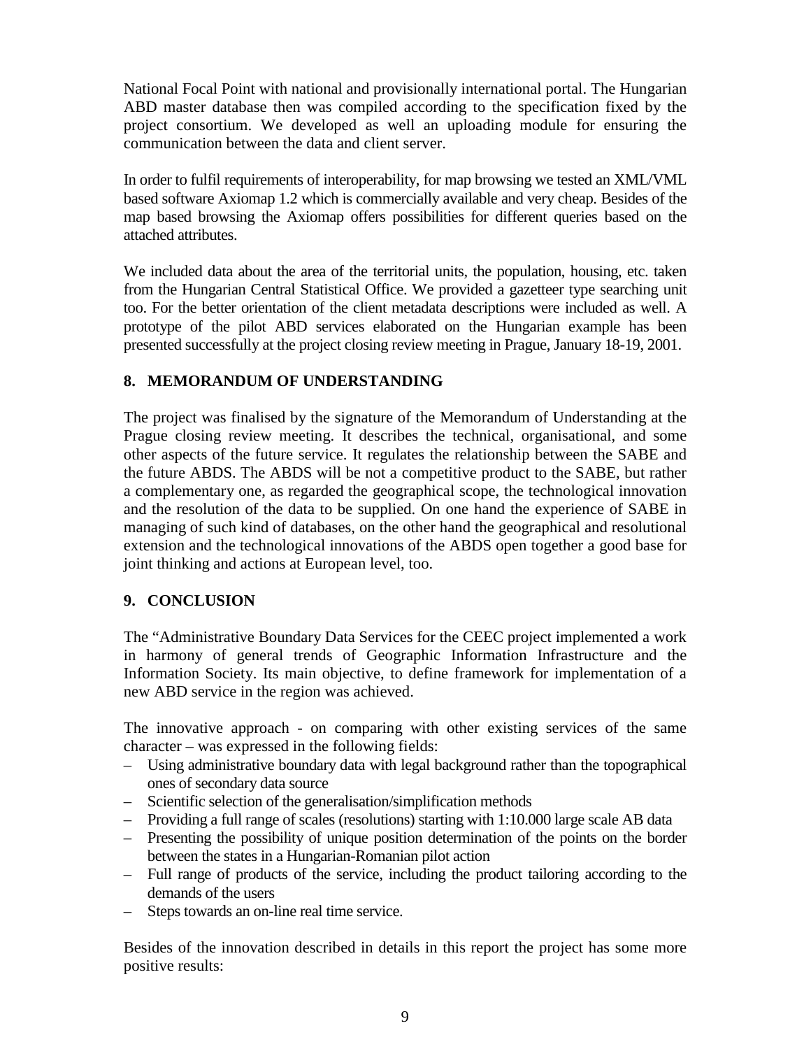National Focal Point with national and provisionally international portal. The Hungarian ABD master database then was compiled according to the specification fixed by the project consortium. We developed as well an uploading module for ensuring the communication between the data and client server.

In order to fulfil requirements of interoperability, for map browsing we tested an XML/VML based software Axiomap 1.2 which is commercially available and very cheap. Besides of the map based browsing the Axiomap offers possibilities for different queries based on the attached attributes.

We included data about the area of the territorial units, the population, housing, etc. taken from the Hungarian Central Statistical Office. We provided a gazetteer type searching unit too. For the better orientation of the client metadata descriptions were included as well. A prototype of the pilot ABD services elaborated on the Hungarian example has been presented successfully at the project closing review meeting in Prague, January 18-19, 2001.

## 8. MEMORANDUM OF UNDERSTANDING

The project was finalised by the signature of the Memorandum of Understanding at the Prague closing review meeting. It describes the technical, organisational, and some other aspects of the future service. It regulates the relationship between the SABE and the future ABDS. The ABDS will be not a competitive product to the SABE, but rather a complementary one, as regarded the geographical scope, the technological innovation and the resolution of the data to be supplied. On one hand the experience of SABE in managing of such kind of databases, on the other hand the geographical and resolutional extension and the technological innovations of the ABDS open together a good base for joint thinking and actions at European level, too.

## 9. CONCLUSION

The "Administrative Boundary Data Services for the CEEC project implemented a work in harmony of general trends of Geographic Information Infrastructure and the Information Society. Its main objective, to define framework for implementation of a new ABD service in the region was achieved.

The innovative approach - on comparing with other existing services of the same character – was expressed in the following fields:

- Using administrative boundary data with legal background rather than the topographical ones of secondary data source
- Scientific selection of the generalisation/simplification methods
- Providing a full range of scales (resolutions) starting with 1:10.000 large scale AB data
- Presenting the possibility of unique position determination of the points on the border between the states in a Hungarian-Romanian pilot action
- Full range of products of the service, including the product tailoring according to the demands of the users
- Steps towards an on-line real time service.

Besides of the innovation described in details in this report the project has some more positive results: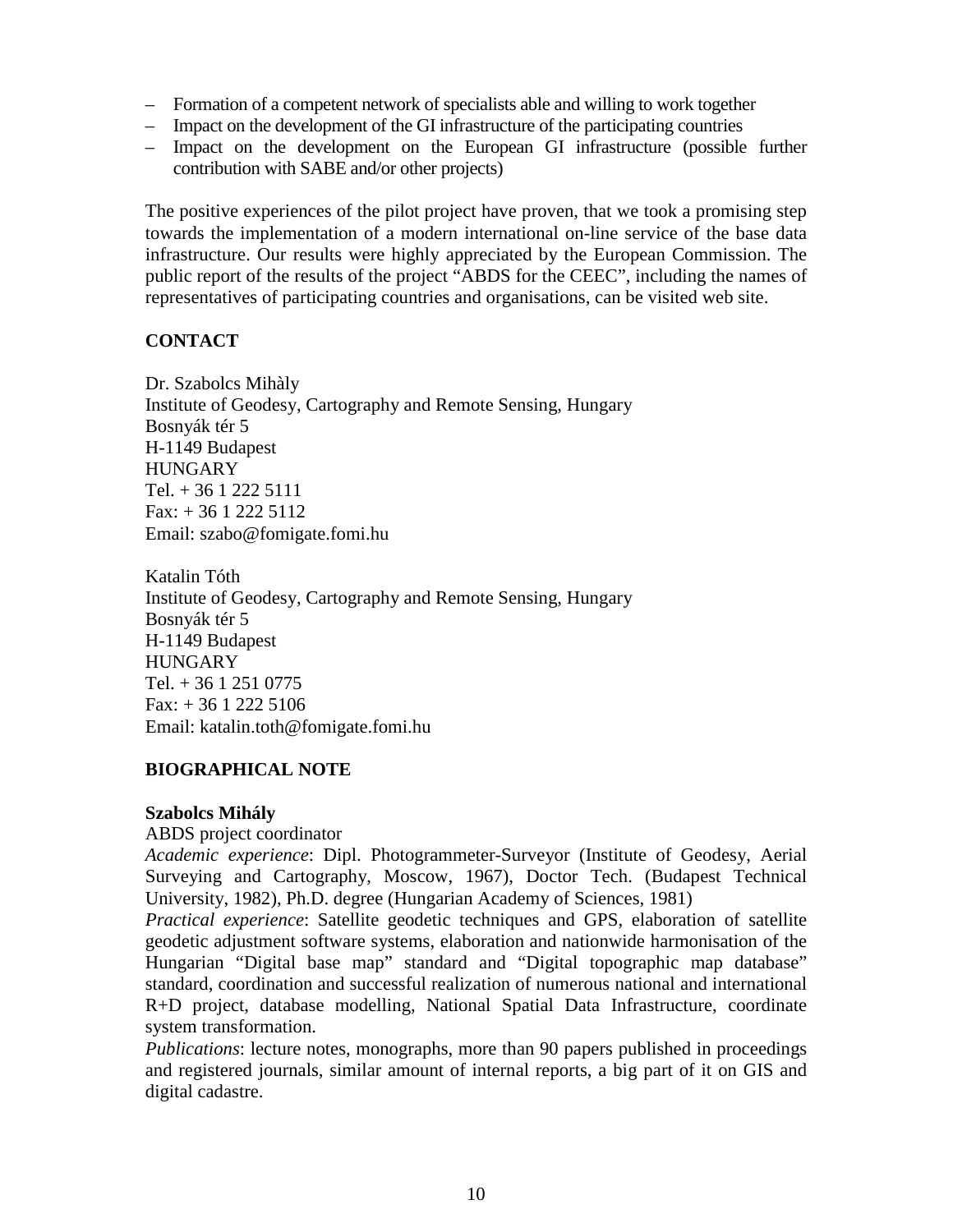– Formation of a competent network of specialists able and willing to work together
– Impact on the development of the GI infrastructure of the participating countries
– Impact on the development on the European GI infrastructure (possible further contribution with SABE and/or other projects)

The positive experiences of the pilot project have proven, that we took a promising step towards the implementation of a modern international on-line service of the base data infrastructure. Our results were highly appreciated by the European Commission. The public report of the results of the project "ABDS for the CEEC", including the names of representatives of participating countries and organisations, can be visited web site.

**CONTACT**

Dr. Szabolcs Mihàly
Institute of Geodesy, Cartography and Remote Sensing, Hungary
Bosnyák tér 5
H-1149 Budapest
HUNGARY
Tel. + 36 1 222 5111
Fax: + 36 1 222 5112
Email: szabo@fomigate.fomi.hu

Katalin Tóth
Institute of Geodesy, Cartography and Remote Sensing, Hungary
Bosnyák tér 5
H-1149 Budapest
HUNGARY
Tel. + 36 1 251 0775
Fax: + 36 1 222 5106
Email: katalin.toth@fomigate.fomi.hu

**BIOGRAPHICAL NOTE**

**Szabolcs Mihály**
ABDS project coordinator
*Academic experience*: Dipl. Photogrammeter-Surveyor (Institute of Geodesy, Aerial Surveying and Cartography, Moscow, 1967), Doctor Tech. (Budapest Technical University, 1982), Ph.D. degree (Hungarian Academy of Sciences, 1981)
*Practical experience*: Satellite geodetic techniques and GPS, elaboration of satellite geodetic adjustment software systems, elaboration and nationwide harmonisation of the Hungarian "Digital base map" standard and "Digital topographic map database" standard, coordination and successful realization of numerous national and international R+D project, database modelling, National Spatial Data Infrastructure, coordinate system transformation.
*Publications*: lecture notes, monographs, more than 90 papers published in proceedings and registered journals, similar amount of internal reports, a big part of it on GIS and digital cadastre.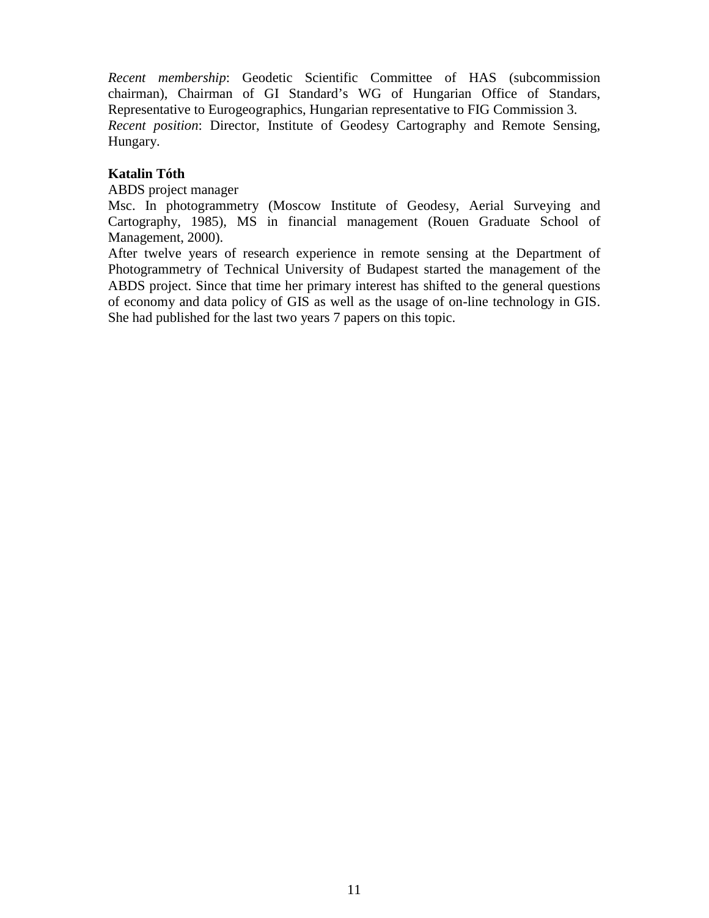*Recent membership*: Geodetic Scientific Committee of HAS (subcommission chairman), Chairman of GI Standard's WG of Hungarian Office of Standars, Representative to Eurogeographics, Hungarian representative to FIG Commission 3.
*Recent position*: Director, Institute of Geodesy Cartography and Remote Sensing, Hungary.

**Katalin Tóth**

ABDS project manager

Msc. In photogrammetry (Moscow Institute of Geodesy, Aerial Surveying and Cartography, 1985), MS in financial management (Rouen Graduate School of Management, 2000).

After twelve years of research experience in remote sensing at the Department of Photogrammetry of Technical University of Budapest started the management of the ABDS project. Since that time her primary interest has shifted to the general questions of economy and data policy of GIS as well as the usage of on-line technology in GIS. She had published for the last two years 7 papers on this topic.